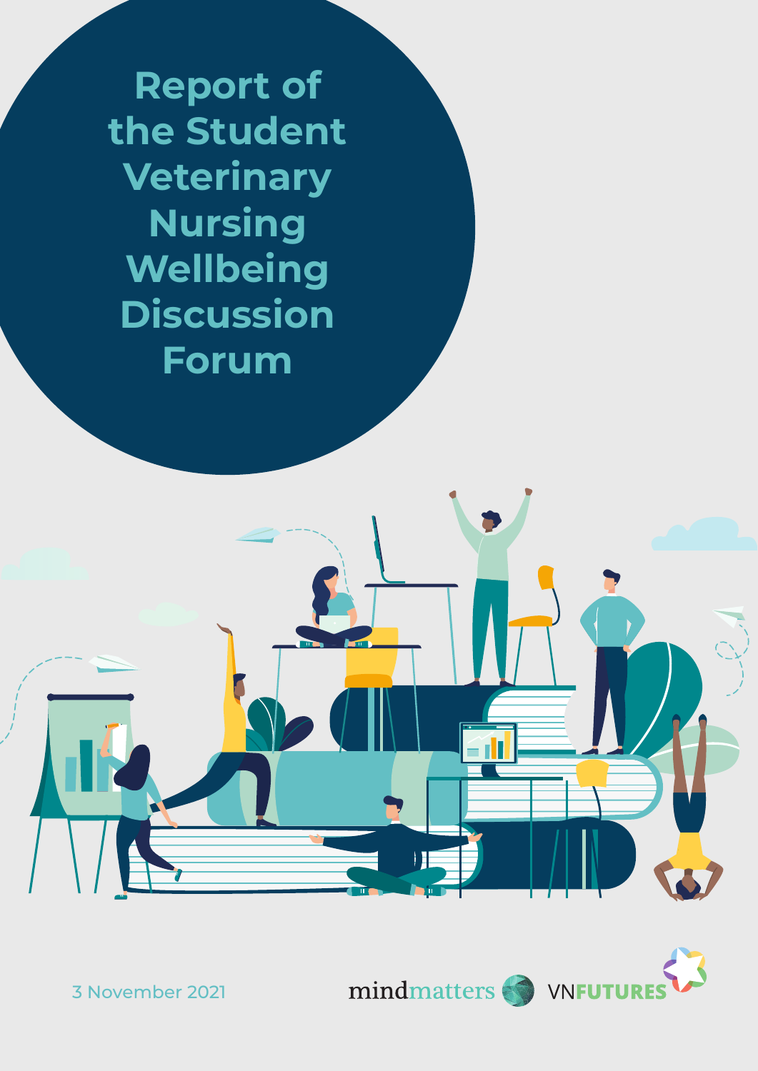# Report of the Student Veterinary Nursing Wellbeing Discussion Forum

3 November 2021

mindmatters VNFUTURES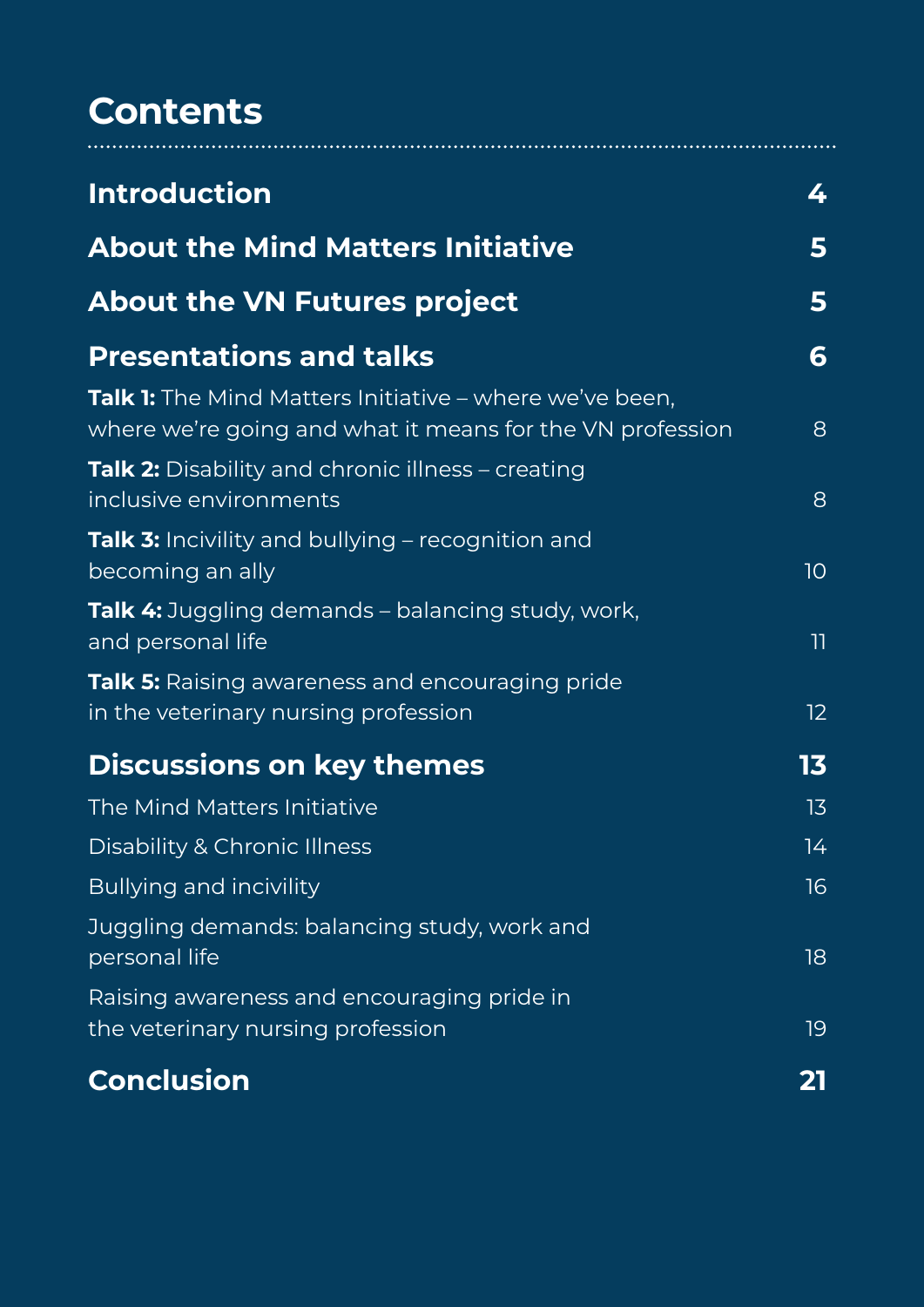# Contents

| | |
|---|---|
| **Introduction** | **4** |
| **About the Mind Matters Initiative** | **5** |
| **About the VN Futures project** | **5** |
| **Presentations and talks** | **6** |
| **Talk 1:** The Mind Matters Initiative – where we've been, where we're going and what it means for the VN profession | 8 |
| **Talk 2:** Disability and chronic illness – creating inclusive environments | 8 |
| **Talk 3:** Incivility and bullying – recognition and becoming an ally | 10 |
| **Talk 4:** Juggling demands – balancing study, work, and personal life | 11 |
| **Talk 5:** Raising awareness and encouraging pride in the veterinary nursing profession | 12 |
| **Discussions on key themes** | **13** |
| The Mind Matters Initiative | 13 |
| Disability & Chronic Illness | 14 |
| Bullying and incivility | 16 |
| Juggling demands: balancing study, work and personal life | 18 |
| Raising awareness and encouraging pride in the veterinary nursing profession | 19 |
| **Conclusion** | **21** |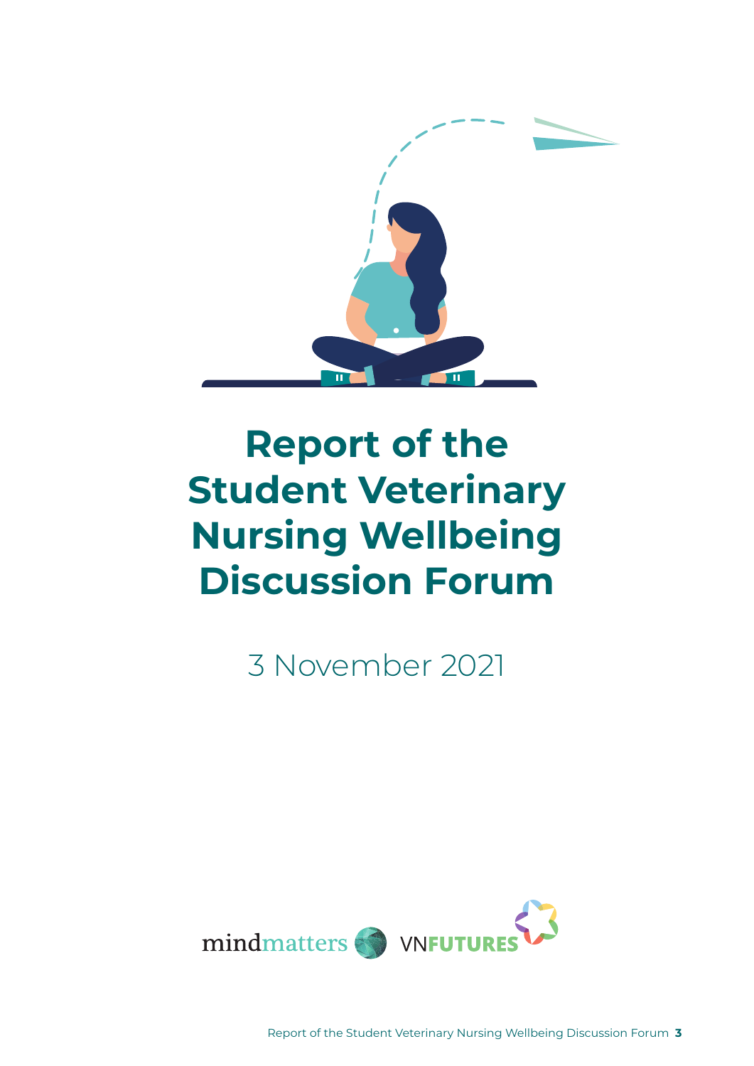# Report of the Student Veterinary Nursing Wellbeing Discussion Forum

3 November 2021

mindmatters VNFUTURES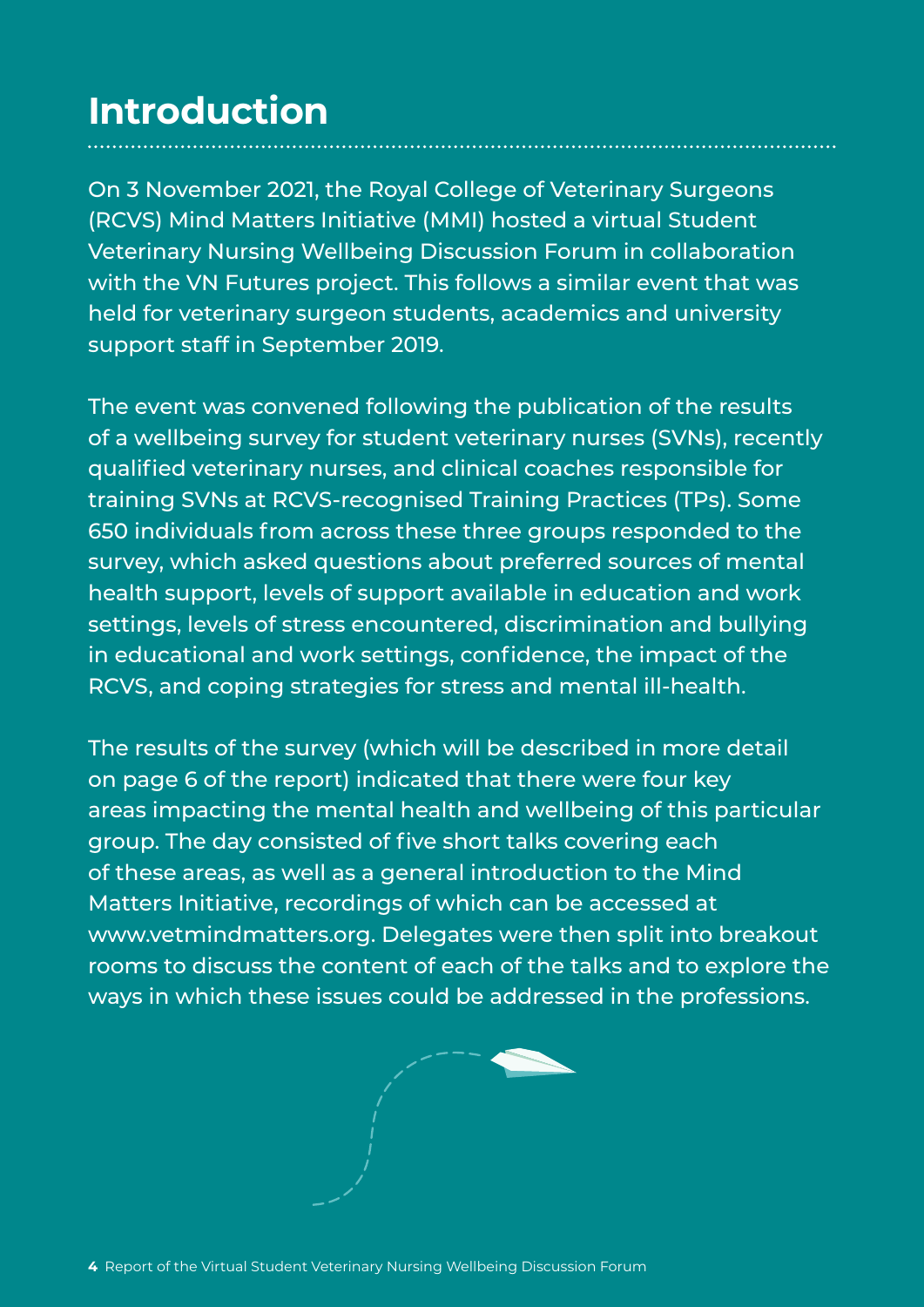# Introduction

On 3 November 2021, the Royal College of Veterinary Surgeons (RCVS) Mind Matters Initiative (MMI) hosted a virtual Student Veterinary Nursing Wellbeing Discussion Forum in collaboration with the VN Futures project. This follows a similar event that was held for veterinary surgeon students, academics and university support staff in September 2019.

The event was convened following the publication of the results of a wellbeing survey for student veterinary nurses (SVNs), recently qualified veterinary nurses, and clinical coaches responsible for training SVNs at RCVS-recognised Training Practices (TPs). Some 650 individuals from across these three groups responded to the survey, which asked questions about preferred sources of mental health support, levels of support available in education and work settings, levels of stress encountered, discrimination and bullying in educational and work settings, confidence, the impact of the RCVS, and coping strategies for stress and mental ill-health.

The results of the survey (which will be described in more detail on page 6 of the report) indicated that there were four key areas impacting the mental health and wellbeing of this particular group. The day consisted of five short talks covering each of these areas, as well as a general introduction to the Mind Matters Initiative, recordings of which can be accessed at www.vetmindmatters.org. Delegates were then split into breakout rooms to discuss the content of each of the talks and to explore the ways in which these issues could be addressed in the professions.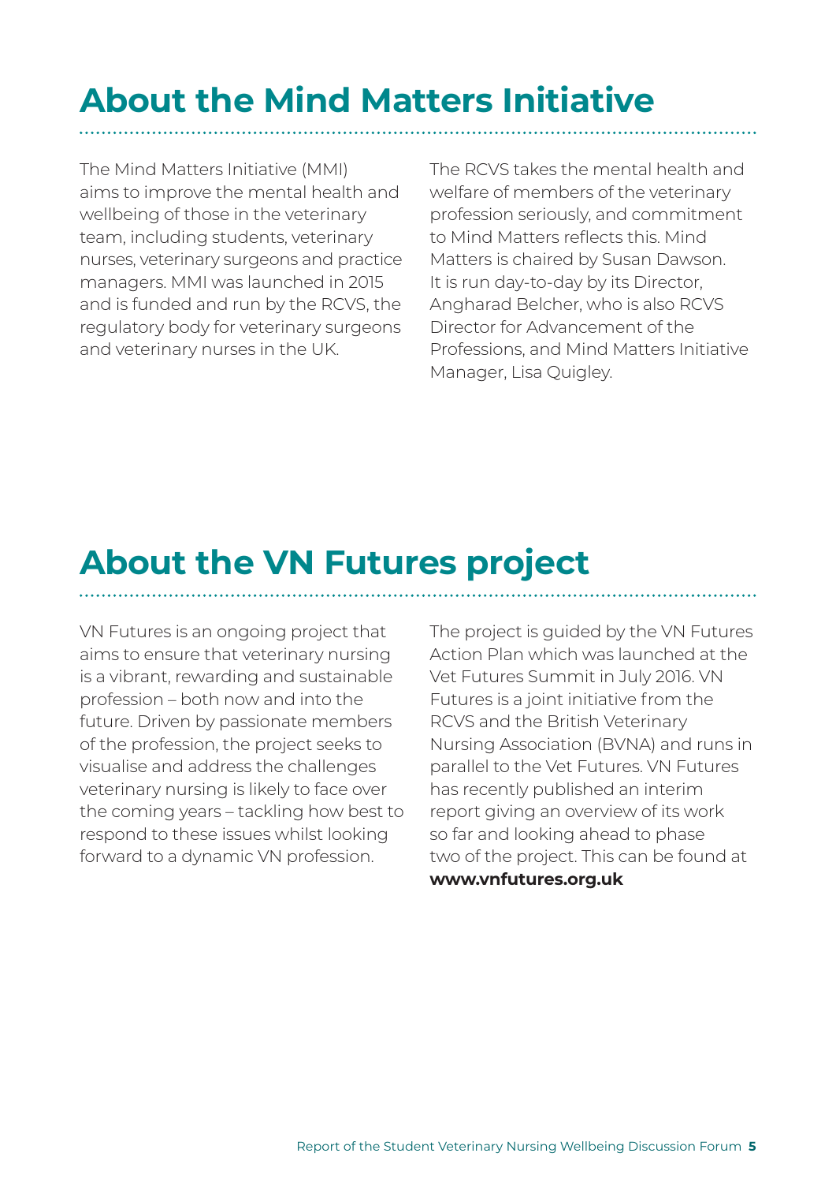## About the Mind Matters Initiative

The Mind Matters Initiative (MMI) aims to improve the mental health and wellbeing of those in the veterinary team, including students, veterinary nurses, veterinary surgeons and practice managers. MMI was launched in 2015 and is funded and run by the RCVS, the regulatory body for veterinary surgeons and veterinary nurses in the UK.

The RCVS takes the mental health and welfare of members of the veterinary profession seriously, and commitment to Mind Matters reflects this. Mind Matters is chaired by Susan Dawson. It is run day-to-day by its Director, Angharad Belcher, who is also RCVS Director for Advancement of the Professions, and Mind Matters Initiative Manager, Lisa Quigley.

## About the VN Futures project

VN Futures is an ongoing project that aims to ensure that veterinary nursing is a vibrant, rewarding and sustainable profession – both now and into the future. Driven by passionate members of the profession, the project seeks to visualise and address the challenges veterinary nursing is likely to face over the coming years – tackling how best to respond to these issues whilst looking forward to a dynamic VN profession.

The project is guided by the VN Futures Action Plan which was launched at the Vet Futures Summit in July 2016. VN Futures is a joint initiative from the RCVS and the British Veterinary Nursing Association (BVNA) and runs in parallel to the Vet Futures. VN Futures has recently published an interim report giving an overview of its work so far and looking ahead to phase two of the project. This can be found at **www.vnfutures.org.uk**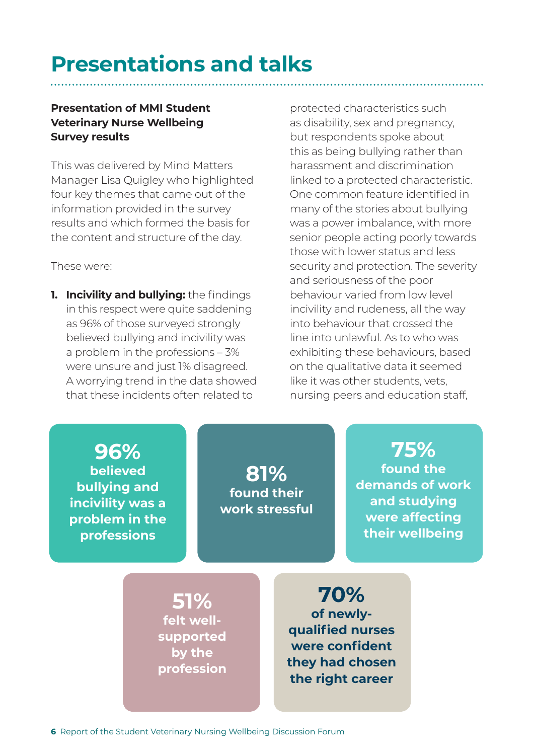# Presentations and talks

**Presentation of MMI Student Veterinary Nurse Wellbeing Survey results**

This was delivered by Mind Matters Manager Lisa Quigley who highlighted four key themes that came out of the information provided in the survey results and which formed the basis for the content and structure of the day.

These were:

1. **Incivility and bullying:** the findings in this respect were quite saddening as 96% of those surveyed strongly believed bullying and incivility was a problem in the professions – 3% were unsure and just 1% disagreed. A worrying trend in the data showed that these incidents often related to protected characteristics such as disability, sex and pregnancy, but respondents spoke about this as being bullying rather than harassment and discrimination linked to a protected characteristic. One common feature identified in many of the stories about bullying was a power imbalance, with more senior people acting poorly towards those with lower status and less security and protection. The severity and seriousness of the poor behaviour varied from low level incivility and rudeness, all the way into behaviour that crossed the line into unlawful. As to who was exhibiting these behaviours, based on the qualitative data it seemed like it was other students, vets, nursing peers and education staff,

**96%** believed bullying and incivility was a problem in the professions

**81%** found their work stressful

**75%** found the demands of work and studying were affecting their wellbeing

**51%** felt well-supported by the profession

**70%** of newly-qualified nurses were confident they had chosen the right career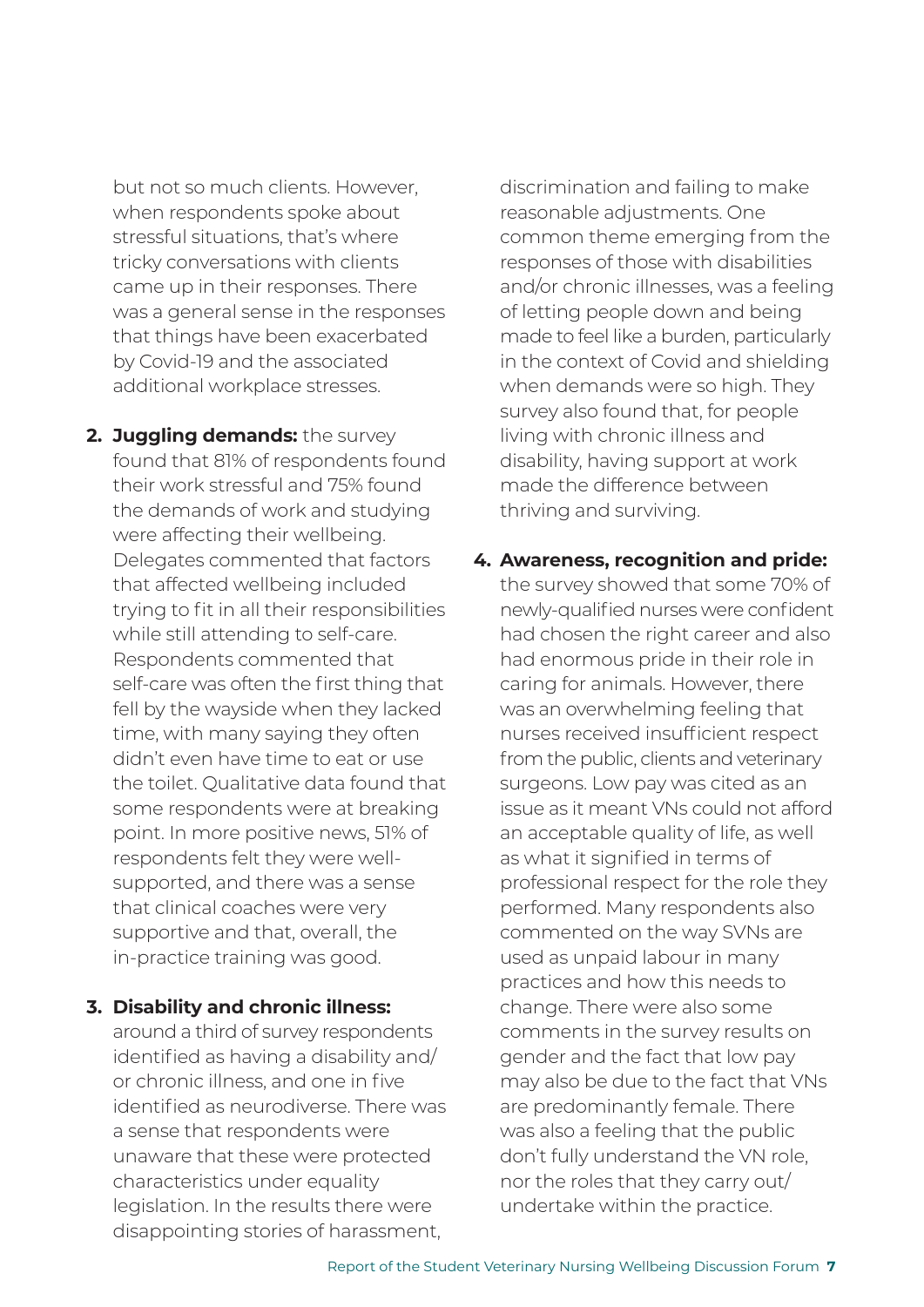but not so much clients. However, when respondents spoke about stressful situations, that's where tricky conversations with clients came up in their responses. There was a general sense in the responses that things have been exacerbated by Covid-19 and the associated additional workplace stresses.

2. **Juggling demands:** the survey found that 81% of respondents found their work stressful and 75% found the demands of work and studying were affecting their wellbeing. Delegates commented that factors that affected wellbeing included trying to fit in all their responsibilities while still attending to self-care. Respondents commented that self-care was often the first thing that fell by the wayside when they lacked time, with many saying they often didn't even have time to eat or use the toilet. Qualitative data found that some respondents were at breaking point. In more positive news, 51% of respondents felt they were well-supported, and there was a sense that clinical coaches were very supportive and that, overall, the in-practice training was good.

3. **Disability and chronic illness:** around a third of survey respondents identified as having a disability and/or chronic illness, and one in five identified as neurodiverse. There was a sense that respondents were unaware that these were protected characteristics under equality legislation. In the results there were disappointing stories of harassment, discrimination and failing to make reasonable adjustments. One common theme emerging from the responses of those with disabilities and/or chronic illnesses, was a feeling of letting people down and being made to feel like a burden, particularly in the context of Covid and shielding when demands were so high. They survey also found that, for people living with chronic illness and disability, having support at work made the difference between thriving and surviving.

4. **Awareness, recognition and pride:** the survey showed that some 70% of newly-qualified nurses were confident had chosen the right career and also had enormous pride in their role in caring for animals. However, there was an overwhelming feeling that nurses received insufficient respect from the public, clients and veterinary surgeons. Low pay was cited as an issue as it meant VNs could not afford an acceptable quality of life, as well as what it signified in terms of professional respect for the role they performed. Many respondents also commented on the way SVNs are used as unpaid labour in many practices and how this needs to change. There were also some comments in the survey results on gender and the fact that low pay may also be due to the fact that VNs are predominantly female. There was also a feeling that the public don't fully understand the VN role, nor the roles that they carry out/undertake within the practice.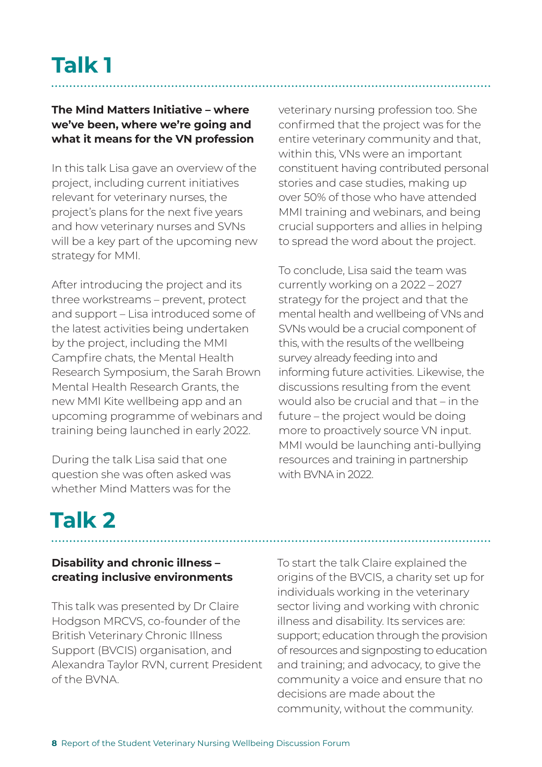# Talk 1

### The Mind Matters Initiative – where we've been, where we're going and what it means for the VN profession

In this talk Lisa gave an overview of the project, including current initiatives relevant for veterinary nurses, the project's plans for the next five years and how veterinary nurses and SVNs will be a key part of the upcoming new strategy for MMI.

After introducing the project and its three workstreams – prevent, protect and support – Lisa introduced some of the latest activities being undertaken by the project, including the MMI Campfire chats, the Mental Health Research Symposium, the Sarah Brown Mental Health Research Grants, the new MMI Kite wellbeing app and an upcoming programme of webinars and training being launched in early 2022.

During the talk Lisa said that one question she was often asked was whether Mind Matters was for the veterinary nursing profession too. She confirmed that the project was for the entire veterinary community and that, within this, VNs were an important constituent having contributed personal stories and case studies, making up over 50% of those who have attended MMI training and webinars, and being crucial supporters and allies in helping to spread the word about the project.

To conclude, Lisa said the team was currently working on a 2022 – 2027 strategy for the project and that the mental health and wellbeing of VNs and SVNs would be a crucial component of this, with the results of the wellbeing survey already feeding into and informing future activities. Likewise, the discussions resulting from the event would also be crucial and that – in the future – the project would be doing more to proactively source VN input. MMI would be launching anti-bullying resources and training in partnership with BVNA in 2022.

# Talk 2

### Disability and chronic illness – creating inclusive environments

This talk was presented by Dr Claire Hodgson MRCVS, co-founder of the British Veterinary Chronic Illness Support (BVCIS) organisation, and Alexandra Taylor RVN, current President of the BVNA.

To start the talk Claire explained the origins of the BVCIS, a charity set up for individuals working in the veterinary sector living and working with chronic illness and disability. Its services are: support; education through the provision of resources and signposting to education and training; and advocacy, to give the community a voice and ensure that no decisions are made about the community, without the community.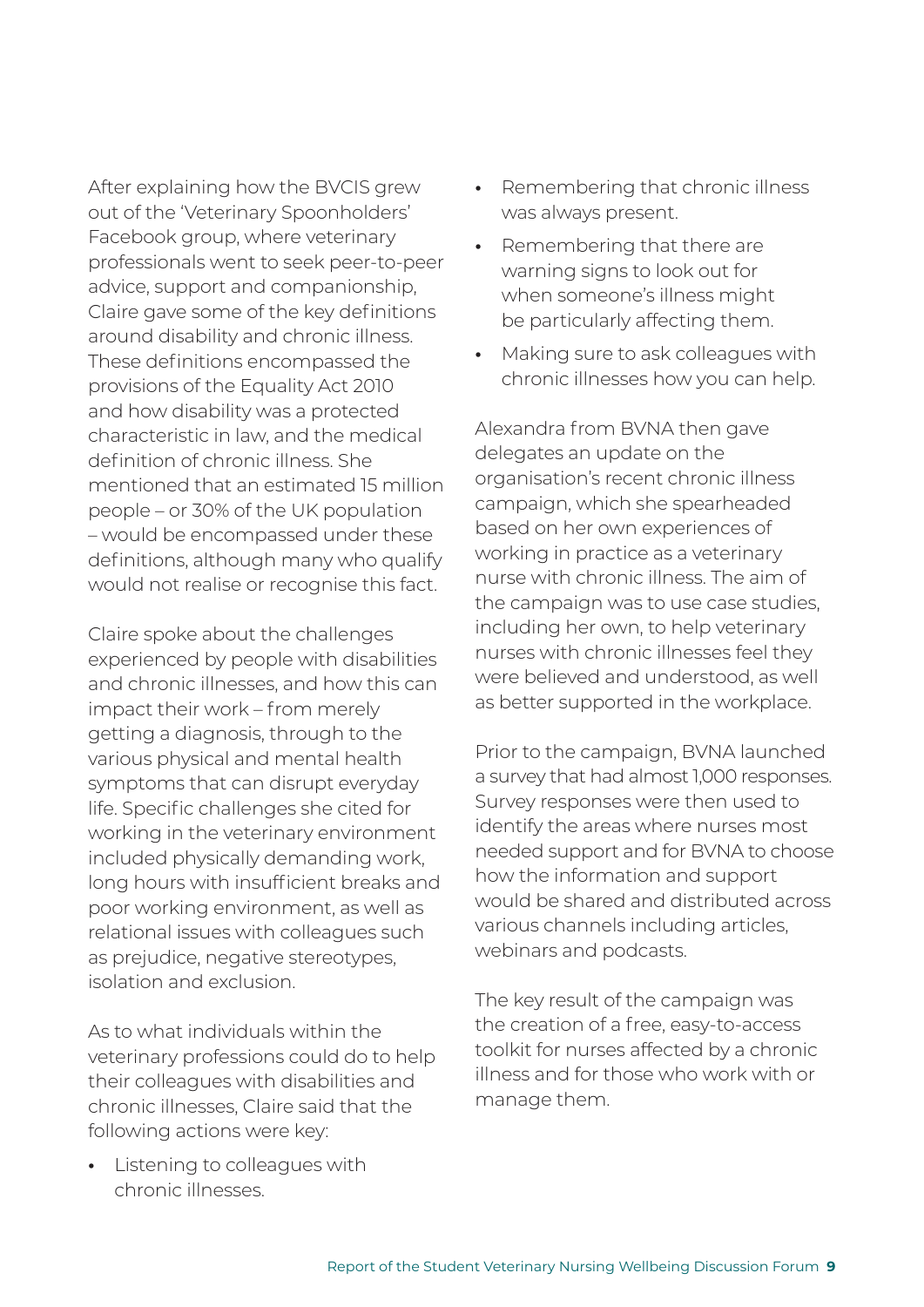After explaining how the BVCIS grew out of the 'Veterinary Spoonholders' Facebook group, where veterinary professionals went to seek peer-to-peer advice, support and companionship, Claire gave some of the key definitions around disability and chronic illness. These definitions encompassed the provisions of the Equality Act 2010 and how disability was a protected characteristic in law, and the medical definition of chronic illness. She mentioned that an estimated 15 million people – or 30% of the UK population – would be encompassed under these definitions, although many who qualify would not realise or recognise this fact.

Claire spoke about the challenges experienced by people with disabilities and chronic illnesses, and how this can impact their work – from merely getting a diagnosis, through to the various physical and mental health symptoms that can disrupt everyday life. Specific challenges she cited for working in the veterinary environment included physically demanding work, long hours with insufficient breaks and poor working environment, as well as relational issues with colleagues such as prejudice, negative stereotypes, isolation and exclusion.

As to what individuals within the veterinary professions could do to help their colleagues with disabilities and chronic illnesses, Claire said that the following actions were key:

- Listening to colleagues with chronic illnesses.
- Remembering that chronic illness was always present.
- Remembering that there are warning signs to look out for when someone's illness might be particularly affecting them.
- Making sure to ask colleagues with chronic illnesses how you can help.

Alexandra from BVNA then gave delegates an update on the organisation's recent chronic illness campaign, which she spearheaded based on her own experiences of working in practice as a veterinary nurse with chronic illness. The aim of the campaign was to use case studies, including her own, to help veterinary nurses with chronic illnesses feel they were believed and understood, as well as better supported in the workplace.

Prior to the campaign, BVNA launched a survey that had almost 1,000 responses. Survey responses were then used to identify the areas where nurses most needed support and for BVNA to choose how the information and support would be shared and distributed across various channels including articles, webinars and podcasts.

The key result of the campaign was the creation of a free, easy-to-access toolkit for nurses affected by a chronic illness and for those who work with or manage them.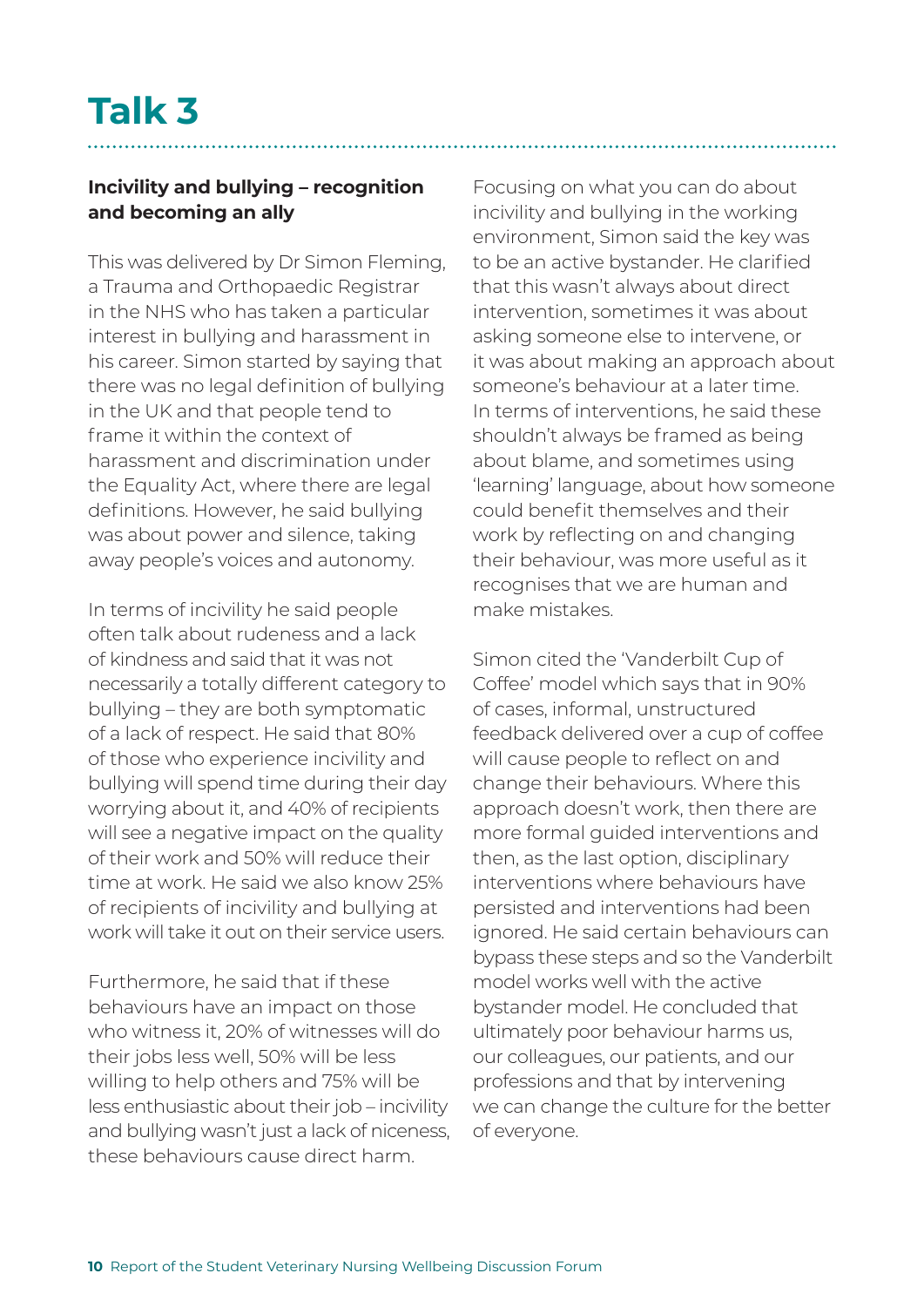# Talk 3

### Incivility and bullying – recognition and becoming an ally

This was delivered by Dr Simon Fleming, a Trauma and Orthopaedic Registrar in the NHS who has taken a particular interest in bullying and harassment in his career. Simon started by saying that there was no legal definition of bullying in the UK and that people tend to frame it within the context of harassment and discrimination under the Equality Act, where there are legal definitions. However, he said bullying was about power and silence, taking away people's voices and autonomy.

In terms of incivility he said people often talk about rudeness and a lack of kindness and said that it was not necessarily a totally different category to bullying – they are both symptomatic of a lack of respect. He said that 80% of those who experience incivility and bullying will spend time during their day worrying about it, and 40% of recipients will see a negative impact on the quality of their work and 50% will reduce their time at work. He said we also know 25% of recipients of incivility and bullying at work will take it out on their service users.

Furthermore, he said that if these behaviours have an impact on those who witness it, 20% of witnesses will do their jobs less well, 50% will be less willing to help others and 75% will be less enthusiastic about their job – incivility and bullying wasn't just a lack of niceness, these behaviours cause direct harm.

Focusing on what you can do about incivility and bullying in the working environment, Simon said the key was to be an active bystander. He clarified that this wasn't always about direct intervention, sometimes it was about asking someone else to intervene, or it was about making an approach about someone's behaviour at a later time. In terms of interventions, he said these shouldn't always be framed as being about blame, and sometimes using 'learning' language, about how someone could benefit themselves and their work by reflecting on and changing their behaviour, was more useful as it recognises that we are human and make mistakes.

Simon cited the 'Vanderbilt Cup of Coffee' model which says that in 90% of cases, informal, unstructured feedback delivered over a cup of coffee will cause people to reflect on and change their behaviours. Where this approach doesn't work, then there are more formal guided interventions and then, as the last option, disciplinary interventions where behaviours have persisted and interventions had been ignored. He said certain behaviours can bypass these steps and so the Vanderbilt model works well with the active bystander model. He concluded that ultimately poor behaviour harms us, our colleagues, our patients, and our professions and that by intervening we can change the culture for the better of everyone.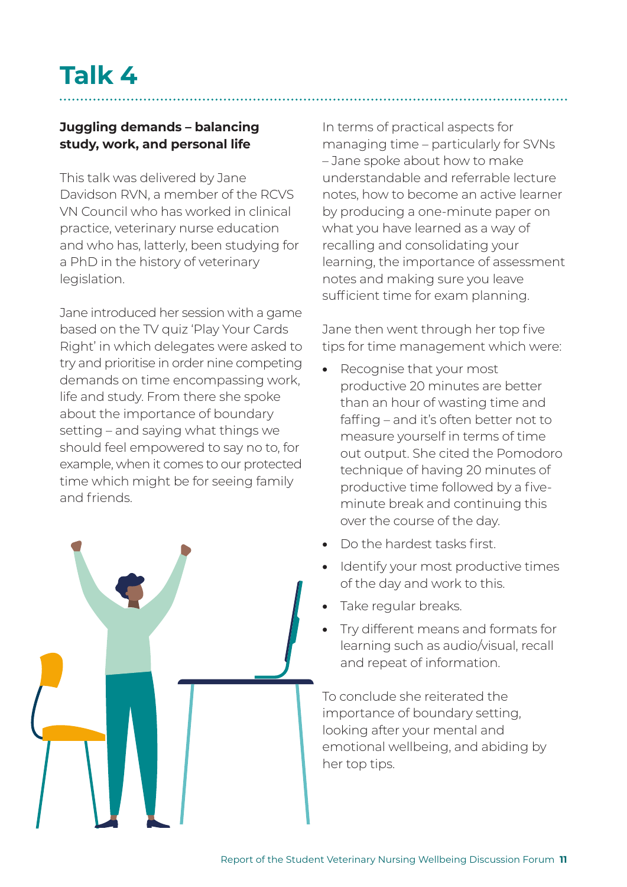# Talk 4

**Juggling demands – balancing study, work, and personal life**

This talk was delivered by Jane Davidson RVN, a member of the RCVS VN Council who has worked in clinical practice, veterinary nurse education and who has, latterly, been studying for a PhD in the history of veterinary legislation.

Jane introduced her session with a game based on the TV quiz 'Play Your Cards Right' in which delegates were asked to try and prioritise in order nine competing demands on time encompassing work, life and study. From there she spoke about the importance of boundary setting – and saying what things we should feel empowered to say no to, for example, when it comes to our protected time which might be for seeing family and friends.

In terms of practical aspects for managing time – particularly for SVNs – Jane spoke about how to make understandable and referrable lecture notes, how to become an active learner by producing a one-minute paper on what you have learned as a way of recalling and consolidating your learning, the importance of assessment notes and making sure you leave sufficient time for exam planning.

Jane then went through her top five tips for time management which were:

- Recognise that your most productive 20 minutes are better than an hour of wasting time and faffing – and it's often better not to measure yourself in terms of time out output. She cited the Pomodoro technique of having 20 minutes of productive time followed by a five-minute break and continuing this over the course of the day.
- Do the hardest tasks first.
- Identify your most productive times of the day and work to this.
- Take regular breaks.
- Try different means and formats for learning such as audio/visual, recall and repeat of information.

To conclude she reiterated the importance of boundary setting, looking after your mental and emotional wellbeing, and abiding by her top tips.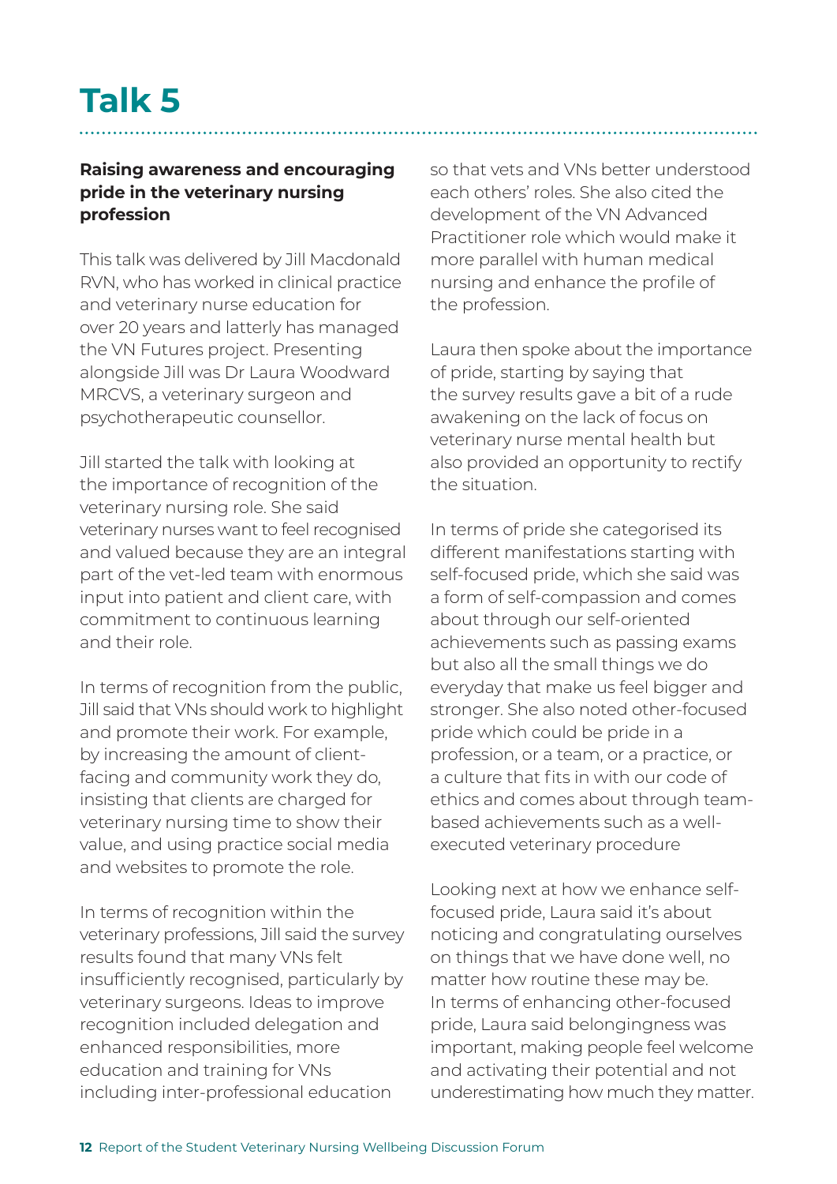# Talk 5

### Raising awareness and encouraging pride in the veterinary nursing profession

This talk was delivered by Jill Macdonald RVN, who has worked in clinical practice and veterinary nurse education for over 20 years and latterly has managed the VN Futures project. Presenting alongside Jill was Dr Laura Woodward MRCVS, a veterinary surgeon and psychotherapeutic counsellor.

Jill started the talk with looking at the importance of recognition of the veterinary nursing role. She said veterinary nurses want to feel recognised and valued because they are an integral part of the vet-led team with enormous input into patient and client care, with commitment to continuous learning and their role.

In terms of recognition from the public, Jill said that VNs should work to highlight and promote their work. For example, by increasing the amount of client-facing and community work they do, insisting that clients are charged for veterinary nursing time to show their value, and using practice social media and websites to promote the role.

In terms of recognition within the veterinary professions, Jill said the survey results found that many VNs felt insufficiently recognised, particularly by veterinary surgeons. Ideas to improve recognition included delegation and enhanced responsibilities, more education and training for VNs including inter-professional education so that vets and VNs better understood each others' roles. She also cited the development of the VN Advanced Practitioner role which would make it more parallel with human medical nursing and enhance the profile of the profession.

Laura then spoke about the importance of pride, starting by saying that the survey results gave a bit of a rude awakening on the lack of focus on veterinary nurse mental health but also provided an opportunity to rectify the situation.

In terms of pride she categorised its different manifestations starting with self-focused pride, which she said was a form of self-compassion and comes about through our self-oriented achievements such as passing exams but also all the small things we do everyday that make us feel bigger and stronger. She also noted other-focused pride which could be pride in a profession, or a team, or a practice, or a culture that fits in with our code of ethics and comes about through team-based achievements such as a well-executed veterinary procedure

Looking next at how we enhance self-focused pride, Laura said it's about noticing and congratulating ourselves on things that we have done well, no matter how routine these may be. In terms of enhancing other-focused pride, Laura said belongingness was important, making people feel welcome and activating their potential and not underestimating how much they matter.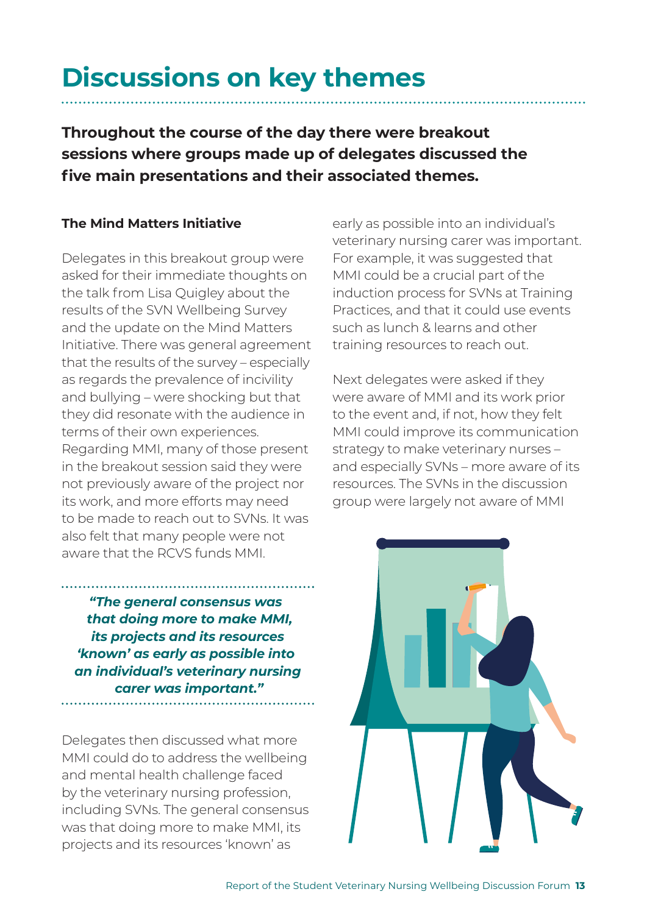# Discussions on key themes

**Throughout the course of the day there were breakout sessions where groups made up of delegates discussed the five main presentations and their associated themes.**

### The Mind Matters Initiative

Delegates in this breakout group were asked for their immediate thoughts on the talk from Lisa Quigley about the results of the SVN Wellbeing Survey and the update on the Mind Matters Initiative. There was general agreement that the results of the survey – especially as regards the prevalence of incivility and bullying – were shocking but that they did resonate with the audience in terms of their own experiences. Regarding MMI, many of those present in the breakout session said they were not previously aware of the project nor its work, and more efforts may need to be made to reach out to SVNs. It was also felt that many people were not aware that the RCVS funds MMI.

> ***"The general consensus was that doing more to make MMI, its projects and its resources 'known' as early as possible into an individual's veterinary nursing carer was important."***

Delegates then discussed what more MMI could do to address the wellbeing and mental health challenge faced by the veterinary nursing profession, including SVNs. The general consensus was that doing more to make MMI, its projects and its resources 'known' as early as possible into an individual's veterinary nursing carer was important. For example, it was suggested that MMI could be a crucial part of the induction process for SVNs at Training Practices, and that it could use events such as lunch & learns and other training resources to reach out.

Next delegates were asked if they were aware of MMI and its work prior to the event and, if not, how they felt MMI could improve its communication strategy to make veterinary nurses – and especially SVNs – more aware of its resources. The SVNs in the discussion group were largely not aware of MMI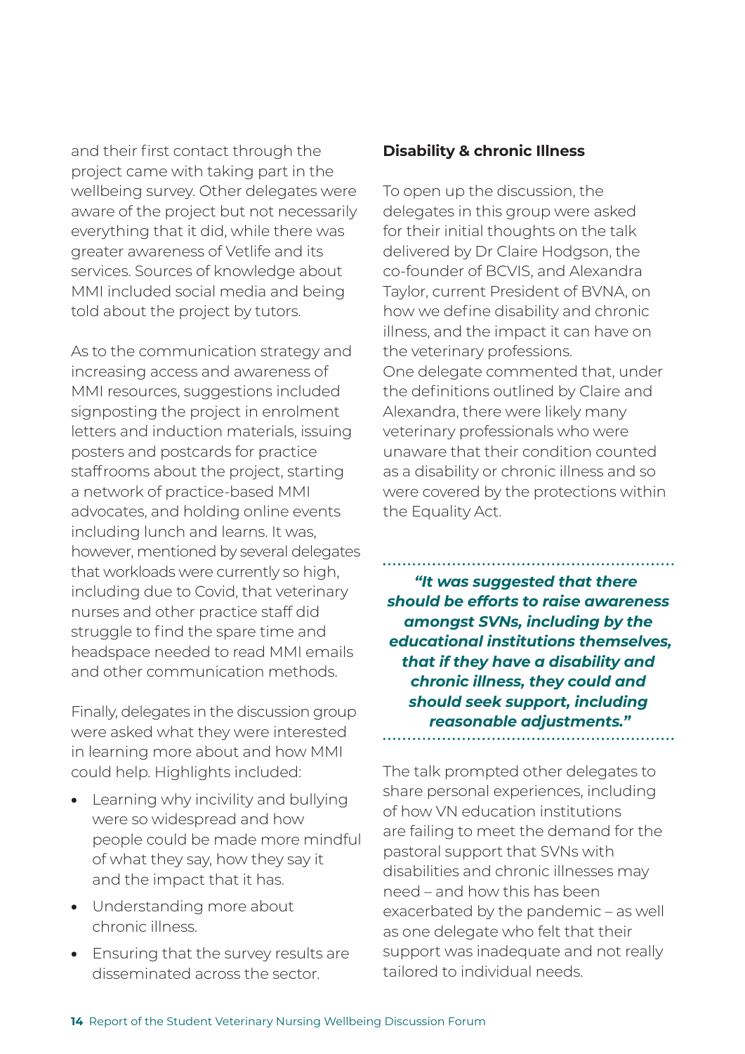and their first contact through the project came with taking part in the wellbeing survey. Other delegates were aware of the project but not necessarily everything that it did, while there was greater awareness of Vetlife and its services. Sources of knowledge about MMI included social media and being told about the project by tutors.

As to the communication strategy and increasing access and awareness of MMI resources, suggestions included signposting the project in enrolment letters and induction materials, issuing posters and postcards for practice staffrooms about the project, starting a network of practice-based MMI advocates, and holding online events including lunch and learns. It was, however, mentioned by several delegates that workloads were currently so high, including due to Covid, that veterinary nurses and other practice staff did struggle to find the spare time and headspace needed to read MMI emails and other communication methods.

Finally, delegates in the discussion group were asked what they were interested in learning more about and how MMI could help. Highlights included:

- Learning why incivility and bullying were so widespread and how people could be made more mindful of what they say, how they say it and the impact that it has.
- Understanding more about chronic illness.
- Ensuring that the survey results are disseminated across the sector.

**Disability & chronic Illness**

To open up the discussion, the delegates in this group were asked for their initial thoughts on the talk delivered by Dr Claire Hodgson, the co-founder of BCVIS, and Alexandra Taylor, current President of BVNA, on how we define disability and chronic illness, and the impact it can have on the veterinary professions.
One delegate commented that, under the definitions outlined by Claire and Alexandra, there were likely many veterinary professionals who were unaware that their condition counted as a disability or chronic illness and so were covered by the protections within the Equality Act.

> ***"It was suggested that there should be efforts to raise awareness amongst SVNs, including by the educational institutions themselves, that if they have a disability and chronic illness, they could and should seek support, including reasonable adjustments."***

The talk prompted other delegates to share personal experiences, including of how VN education institutions are failing to meet the demand for the pastoral support that SVNs with disabilities and chronic illnesses may need – and how this has been exacerbated by the pandemic – as well as one delegate who felt that their support was inadequate and not really tailored to individual needs.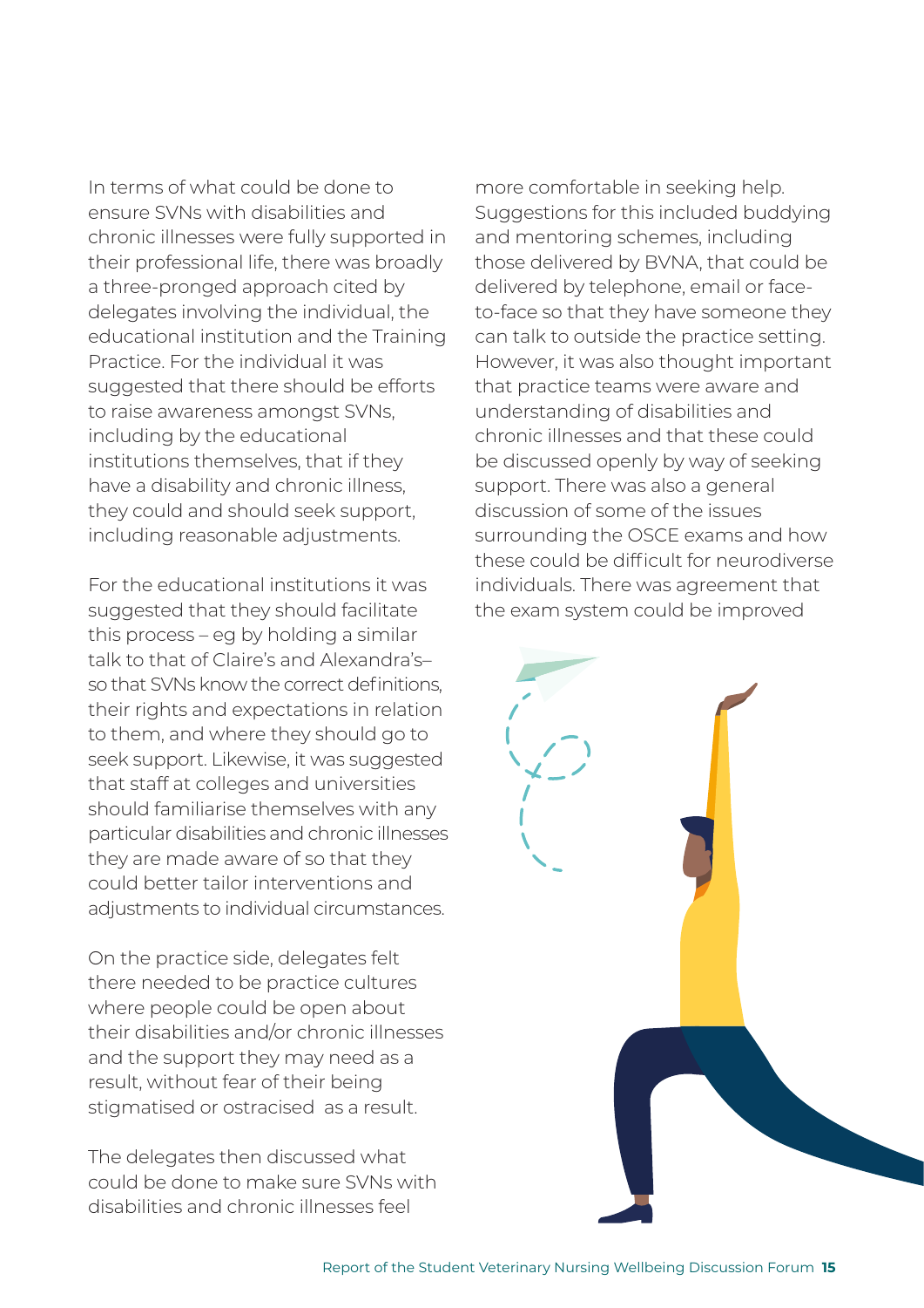In terms of what could be done to ensure SVNs with disabilities and chronic illnesses were fully supported in their professional life, there was broadly a three-pronged approach cited by delegates involving the individual, the educational institution and the Training Practice. For the individual it was suggested that there should be efforts to raise awareness amongst SVNs, including by the educational institutions themselves, that if they have a disability and chronic illness, they could and should seek support, including reasonable adjustments.

For the educational institutions it was suggested that they should facilitate this process – eg by holding a similar talk to that of Claire's and Alexandra's– so that SVNs know the correct definitions, their rights and expectations in relation to them, and where they should go to seek support. Likewise, it was suggested that staff at colleges and universities should familiarise themselves with any particular disabilities and chronic illnesses they are made aware of so that they could better tailor interventions and adjustments to individual circumstances.

On the practice side, delegates felt there needed to be practice cultures where people could be open about their disabilities and/or chronic illnesses and the support they may need as a result, without fear of their being stigmatised or ostracised as a result.

The delegates then discussed what could be done to make sure SVNs with disabilities and chronic illnesses feel more comfortable in seeking help. Suggestions for this included buddying and mentoring schemes, including those delivered by BVNA, that could be delivered by telephone, email or face-to-face so that they have someone they can talk to outside the practice setting. However, it was also thought important that practice teams were aware and understanding of disabilities and chronic illnesses and that these could be discussed openly by way of seeking support. There was also a general discussion of some of the issues surrounding the OSCE exams and how these could be difficult for neurodiverse individuals. There was agreement that the exam system could be improved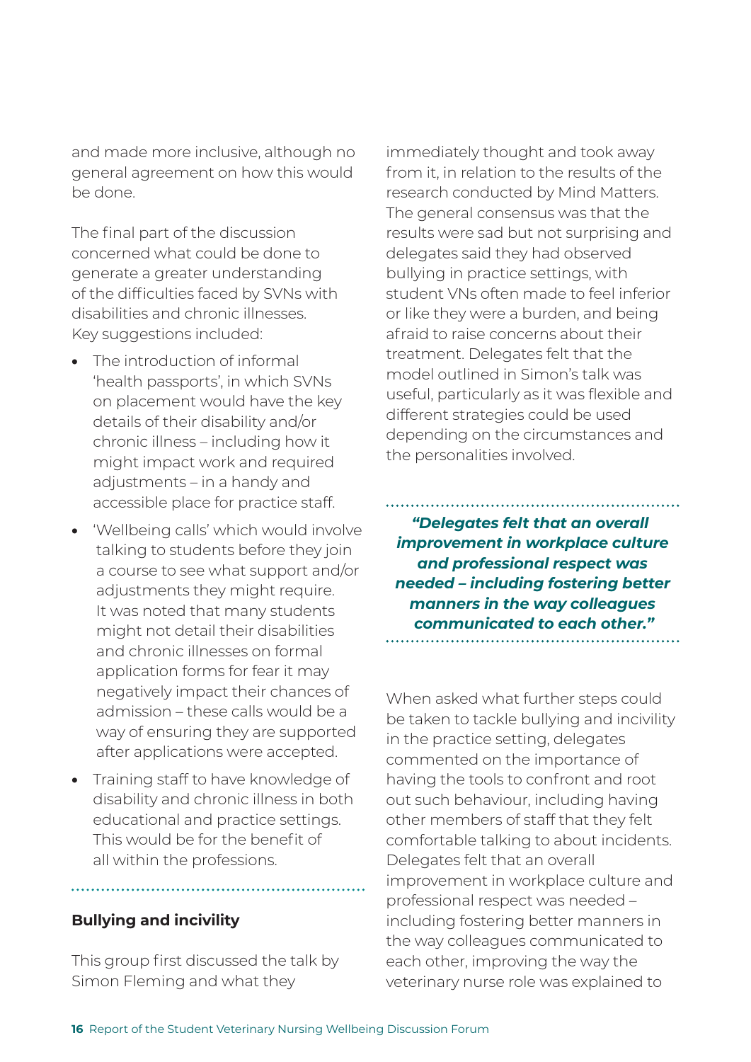and made more inclusive, although no general agreement on how this would be done.

The final part of the discussion concerned what could be done to generate a greater understanding of the difficulties faced by SVNs with disabilities and chronic illnesses. Key suggestions included:

- The introduction of informal 'health passports', in which SVNs on placement would have the key details of their disability and/or chronic illness – including how it might impact work and required adjustments – in a handy and accessible place for practice staff.
- 'Wellbeing calls' which would involve talking to students before they join a course to see what support and/or adjustments they might require. It was noted that many students might not detail their disabilities and chronic illnesses on formal application forms for fear it may negatively impact their chances of admission – these calls would be a way of ensuring they are supported after applications were accepted.
- Training staff to have knowledge of disability and chronic illness in both educational and practice settings. This would be for the benefit of all within the professions.

## Bullying and incivility

This group first discussed the talk by Simon Fleming and what they immediately thought and took away from it, in relation to the results of the research conducted by Mind Matters. The general consensus was that the results were sad but not surprising and delegates said they had observed bullying in practice settings, with student VNs often made to feel inferior or like they were a burden, and being afraid to raise concerns about their treatment. Delegates felt that the model outlined in Simon's talk was useful, particularly as it was flexible and different strategies could be used depending on the circumstances and the personalities involved.

> ***"Delegates felt that an overall improvement in workplace culture and professional respect was needed – including fostering better manners in the way colleagues communicated to each other."***

When asked what further steps could be taken to tackle bullying and incivility in the practice setting, delegates commented on the importance of having the tools to confront and root out such behaviour, including having other members of staff that they felt comfortable talking to about incidents. Delegates felt that an overall improvement in workplace culture and professional respect was needed – including fostering better manners in the way colleagues communicated to each other, improving the way the veterinary nurse role was explained to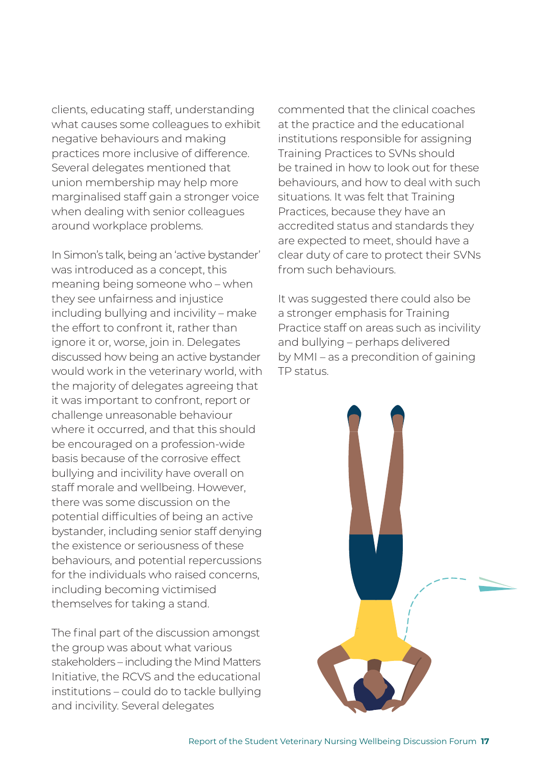clients, educating staff, understanding what causes some colleagues to exhibit negative behaviours and making practices more inclusive of difference. Several delegates mentioned that union membership may help more marginalised staff gain a stronger voice when dealing with senior colleagues around workplace problems.

In Simon's talk, being an 'active bystander' was introduced as a concept, this meaning being someone who – when they see unfairness and injustice including bullying and incivility – make the effort to confront it, rather than ignore it or, worse, join in. Delegates discussed how being an active bystander would work in the veterinary world, with the majority of delegates agreeing that it was important to confront, report or challenge unreasonable behaviour where it occurred, and that this should be encouraged on a profession-wide basis because of the corrosive effect bullying and incivility have overall on staff morale and wellbeing. However, there was some discussion on the potential difficulties of being an active bystander, including senior staff denying the existence or seriousness of these behaviours, and potential repercussions for the individuals who raised concerns, including becoming victimised themselves for taking a stand.

The final part of the discussion amongst the group was about what various stakeholders – including the Mind Matters Initiative, the RCVS and the educational institutions – could do to tackle bullying and incivility. Several delegates commented that the clinical coaches at the practice and the educational institutions responsible for assigning Training Practices to SVNs should be trained in how to look out for these behaviours, and how to deal with such situations. It was felt that Training Practices, because they have an accredited status and standards they are expected to meet, should have a clear duty of care to protect their SVNs from such behaviours.

It was suggested there could also be a stronger emphasis for Training Practice staff on areas such as incivility and bullying – perhaps delivered by MMI – as a precondition of gaining TP status.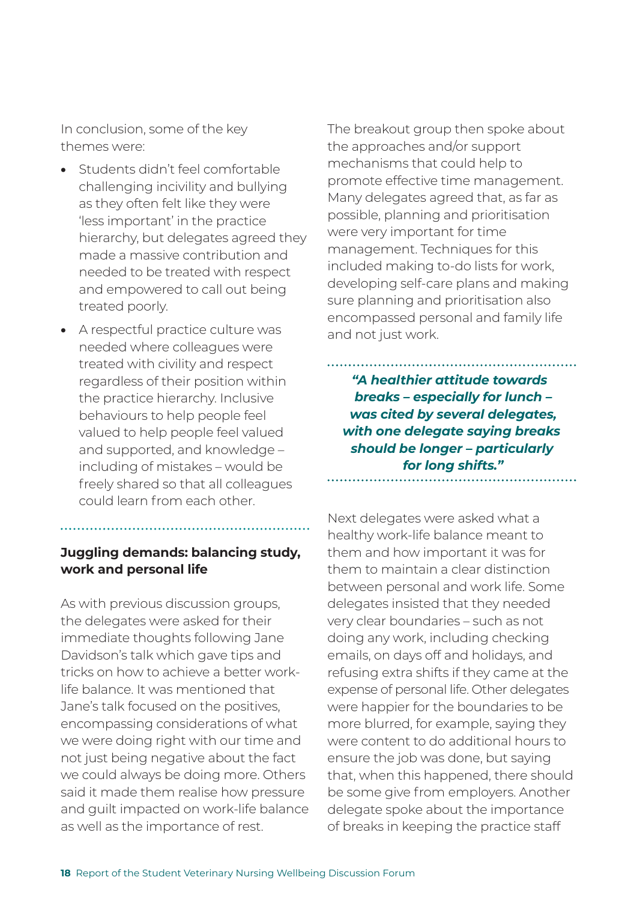In conclusion, some of the key themes were:

- Students didn't feel comfortable challenging incivility and bullying as they often felt like they were 'less important' in the practice hierarchy, but delegates agreed they made a massive contribution and needed to be treated with respect and empowered to call out being treated poorly.
- A respectful practice culture was needed where colleagues were treated with civility and respect regardless of their position within the practice hierarchy. Inclusive behaviours to help people feel valued to help people feel valued and supported, and knowledge – including of mistakes – would be freely shared so that all colleagues could learn from each other.

## Juggling demands: balancing study, work and personal life

As with previous discussion groups, the delegates were asked for their immediate thoughts following Jane Davidson's talk which gave tips and tricks on how to achieve a better work-life balance. It was mentioned that Jane's talk focused on the positives, encompassing considerations of what we were doing right with our time and not just being negative about the fact we could always be doing more. Others said it made them realise how pressure and guilt impacted on work-life balance as well as the importance of rest.

The breakout group then spoke about the approaches and/or support mechanisms that could help to promote effective time management. Many delegates agreed that, as far as possible, planning and prioritisation were very important for time management. Techniques for this included making to-do lists for work, developing self-care plans and making sure planning and prioritisation also encompassed personal and family life and not just work.

***"A healthier attitude towards breaks – especially for lunch – was cited by several delegates, with one delegate saying breaks should be longer – particularly for long shifts."***

Next delegates were asked what a healthy work-life balance meant to them and how important it was for them to maintain a clear distinction between personal and work life. Some delegates insisted that they needed very clear boundaries – such as not doing any work, including checking emails, on days off and holidays, and refusing extra shifts if they came at the expense of personal life. Other delegates were happier for the boundaries to be more blurred, for example, saying they were content to do additional hours to ensure the job was done, but saying that, when this happened, there should be some give from employers. Another delegate spoke about the importance of breaks in keeping the practice staff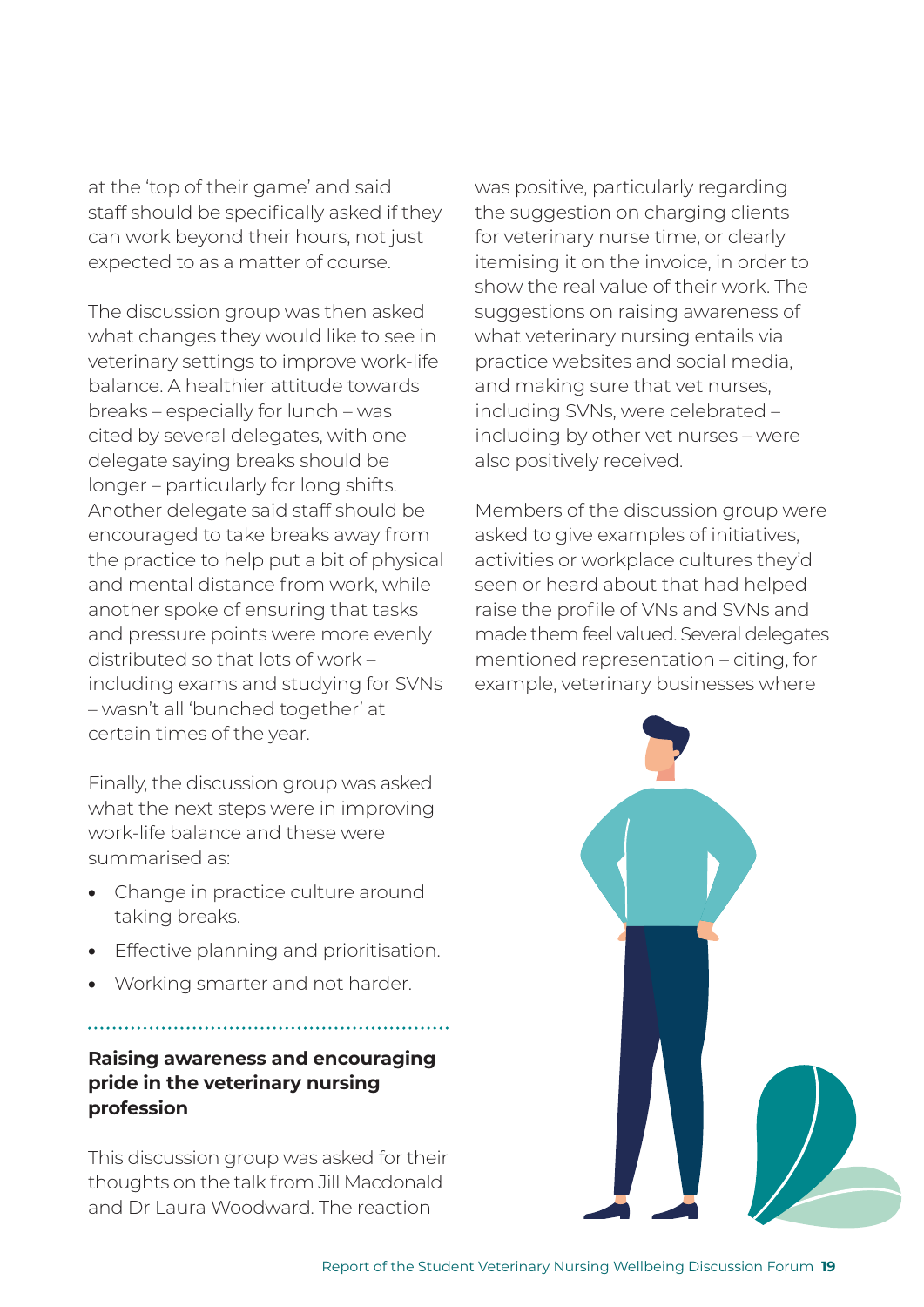at the 'top of their game' and said staff should be specifically asked if they can work beyond their hours, not just expected to as a matter of course.

The discussion group was then asked what changes they would like to see in veterinary settings to improve work-life balance. A healthier attitude towards breaks – especially for lunch – was cited by several delegates, with one delegate saying breaks should be longer – particularly for long shifts. Another delegate said staff should be encouraged to take breaks away from the practice to help put a bit of physical and mental distance from work, while another spoke of ensuring that tasks and pressure points were more evenly distributed so that lots of work – including exams and studying for SVNs – wasn't all 'bunched together' at certain times of the year.

Finally, the discussion group was asked what the next steps were in improving work-life balance and these were summarised as:

- Change in practice culture around taking breaks.
- Effective planning and prioritisation.
- Working smarter and not harder.

### Raising awareness and encouraging pride in the veterinary nursing profession

This discussion group was asked for their thoughts on the talk from Jill Macdonald and Dr Laura Woodward. The reaction was positive, particularly regarding the suggestion on charging clients for veterinary nurse time, or clearly itemising it on the invoice, in order to show the real value of their work. The suggestions on raising awareness of what veterinary nursing entails via practice websites and social media, and making sure that vet nurses, including SVNs, were celebrated – including by other vet nurses – were also positively received.

Members of the discussion group were asked to give examples of initiatives, activities or workplace cultures they'd seen or heard about that had helped raise the profile of VNs and SVNs and made them feel valued. Several delegates mentioned representation – citing, for example, veterinary businesses where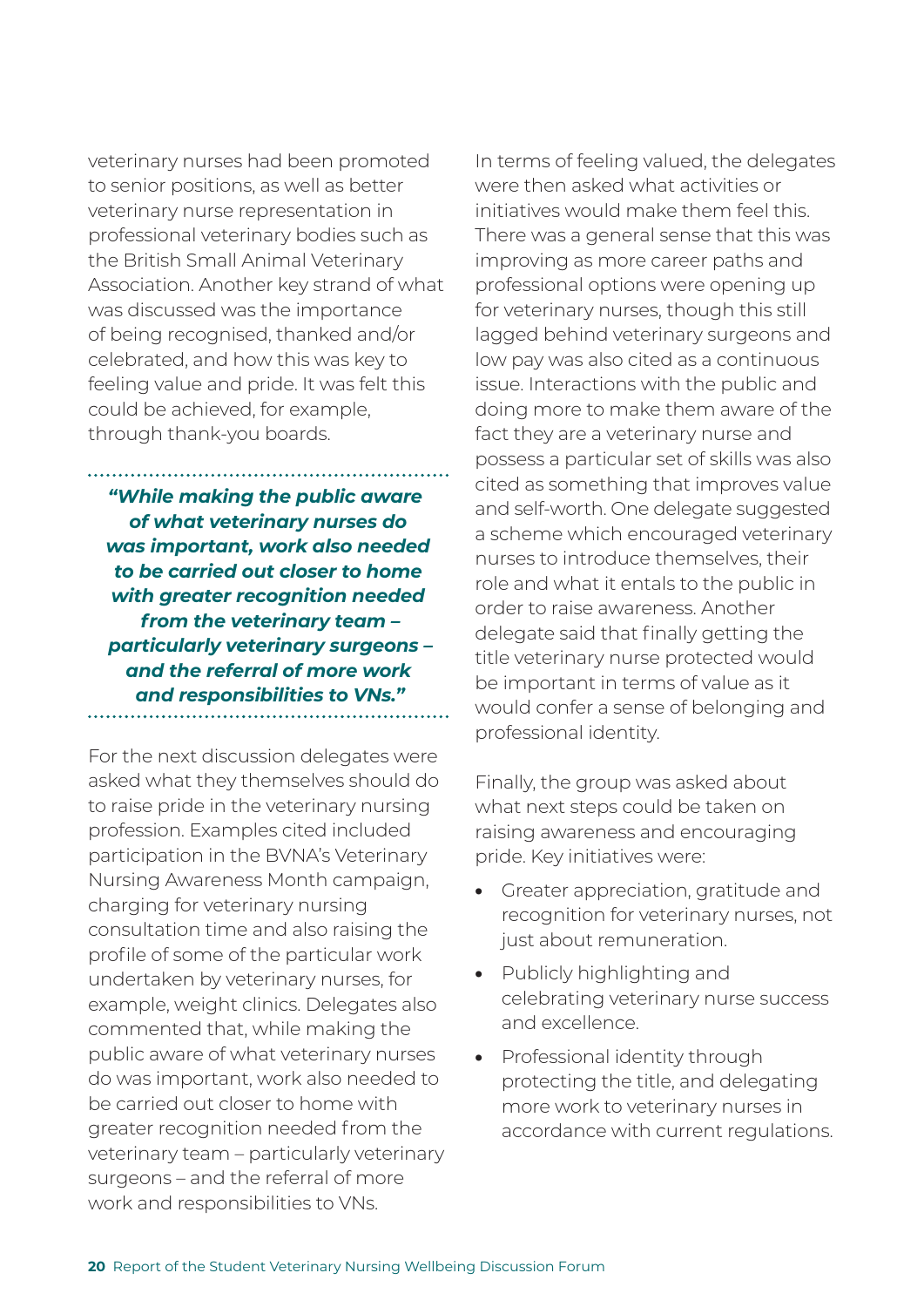veterinary nurses had been promoted to senior positions, as well as better veterinary nurse representation in professional veterinary bodies such as the British Small Animal Veterinary Association. Another key strand of what was discussed was the importance of being recognised, thanked and/or celebrated, and how this was key to feeling value and pride. It was felt this could be achieved, for example, through thank-you boards.

> ***"While making the public aware of what veterinary nurses do was important, work also needed to be carried out closer to home with greater recognition needed from the veterinary team – particularly veterinary surgeons – and the referral of more work and responsibilities to VNs."***

For the next discussion delegates were asked what they themselves should do to raise pride in the veterinary nursing profession. Examples cited included participation in the BVNA's Veterinary Nursing Awareness Month campaign, charging for veterinary nursing consultation time and also raising the profile of some of the particular work undertaken by veterinary nurses, for example, weight clinics. Delegates also commented that, while making the public aware of what veterinary nurses do was important, work also needed to be carried out closer to home with greater recognition needed from the veterinary team – particularly veterinary surgeons – and the referral of more work and responsibilities to VNs.

In terms of feeling valued, the delegates were then asked what activities or initiatives would make them feel this. There was a general sense that this was improving as more career paths and professional options were opening up for veterinary nurses, though this still lagged behind veterinary surgeons and low pay was also cited as a continuous issue. Interactions with the public and doing more to make them aware of the fact they are a veterinary nurse and possess a particular set of skills was also cited as something that improves value and self-worth. One delegate suggested a scheme which encouraged veterinary nurses to introduce themselves, their role and what it entals to the public in order to raise awareness. Another delegate said that finally getting the title veterinary nurse protected would be important in terms of value as it would confer a sense of belonging and professional identity.

Finally, the group was asked about what next steps could be taken on raising awareness and encouraging pride. Key initiatives were:

- Greater appreciation, gratitude and recognition for veterinary nurses, not just about remuneration.
- Publicly highlighting and celebrating veterinary nurse success and excellence.
- Professional identity through protecting the title, and delegating more work to veterinary nurses in accordance with current regulations.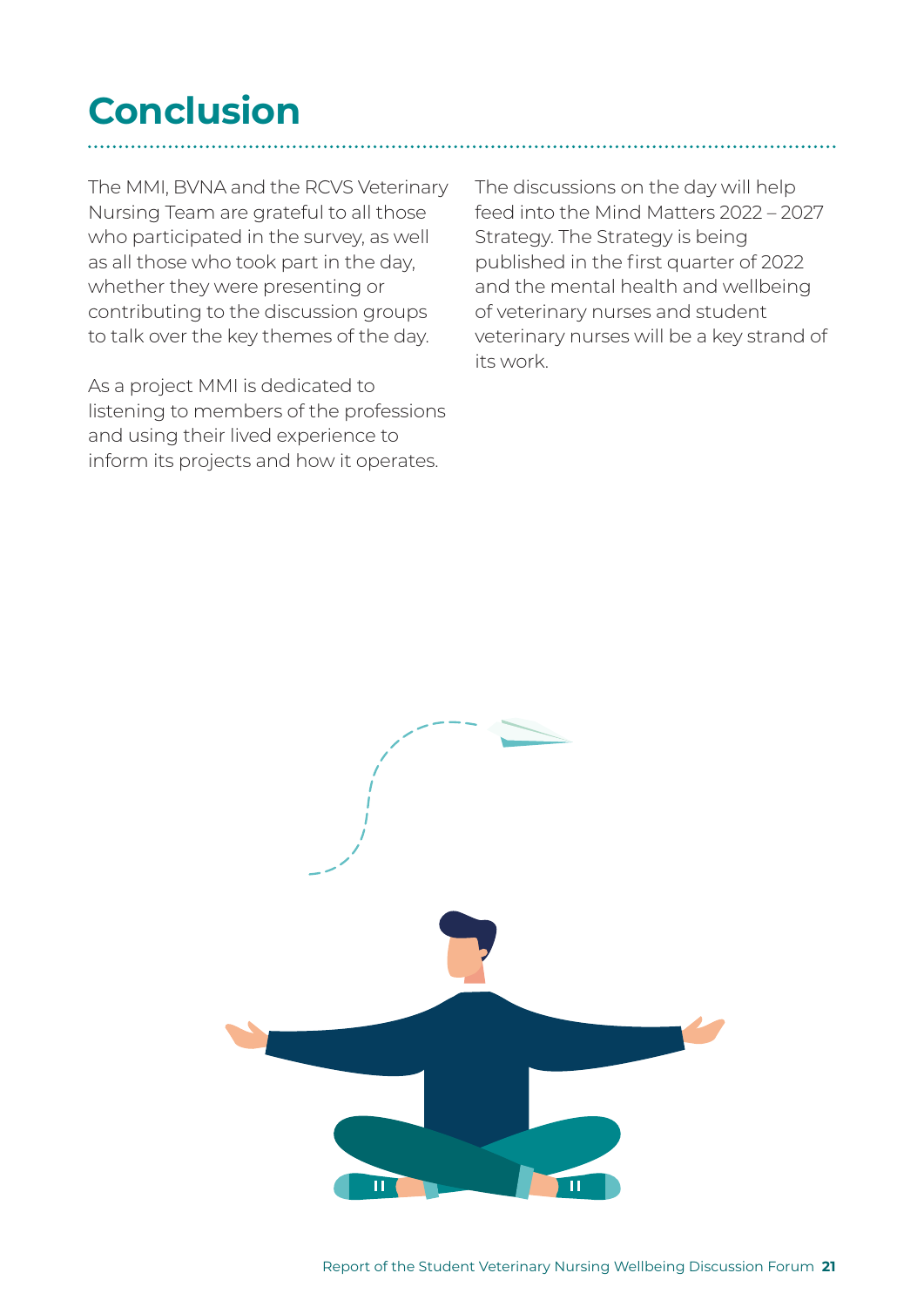# Conclusion

The MMI, BVNA and the RCVS Veterinary Nursing Team are grateful to all those who participated in the survey, as well as all those who took part in the day, whether they were presenting or contributing to the discussion groups to talk over the key themes of the day.

As a project MMI is dedicated to listening to members of the professions and using their lived experience to inform its projects and how it operates.

The discussions on the day will help feed into the Mind Matters 2022 – 2027 Strategy. The Strategy is being published in the first quarter of 2022 and the mental health and wellbeing of veterinary nurses and student veterinary nurses will be a key strand of its work.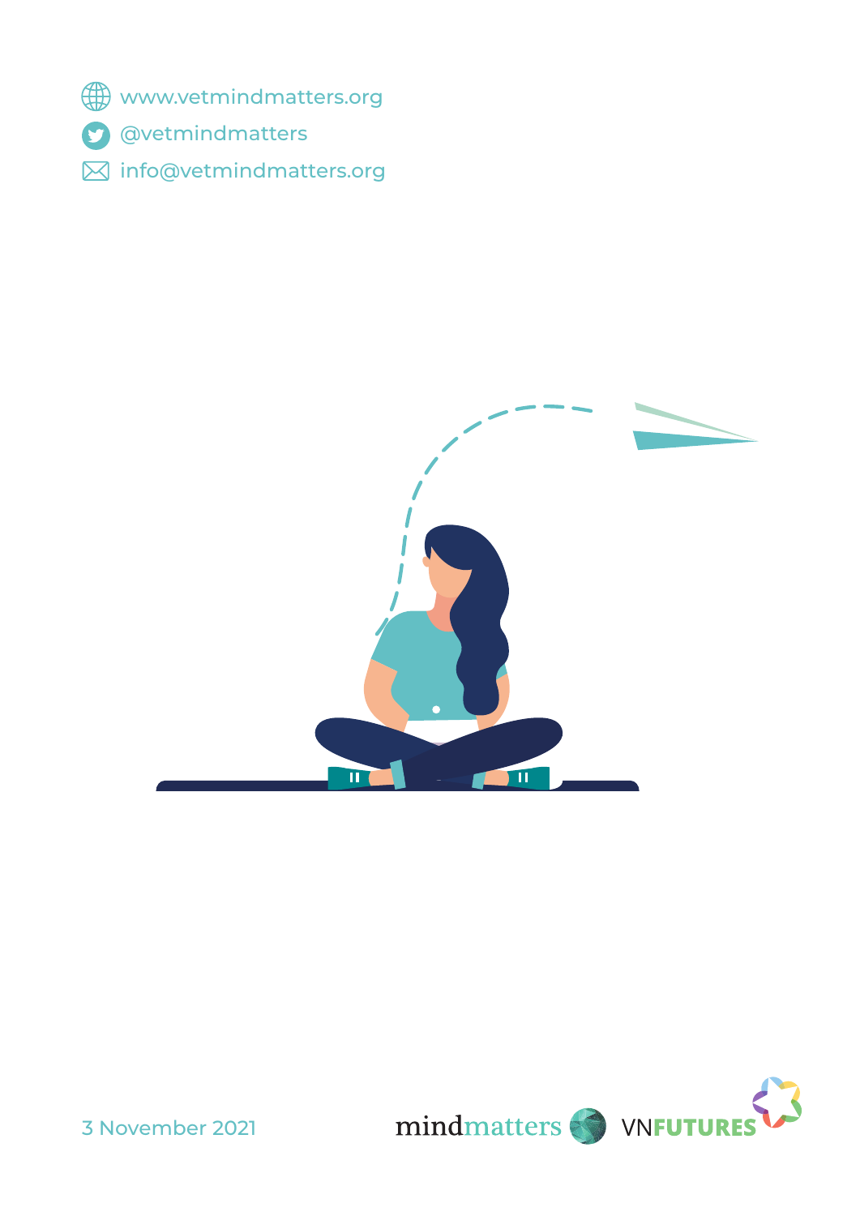www.vetmindmatters.org

@vetmindmatters

info@vetmindmatters.org

3 November 2021

mindmatters VNFUTURES